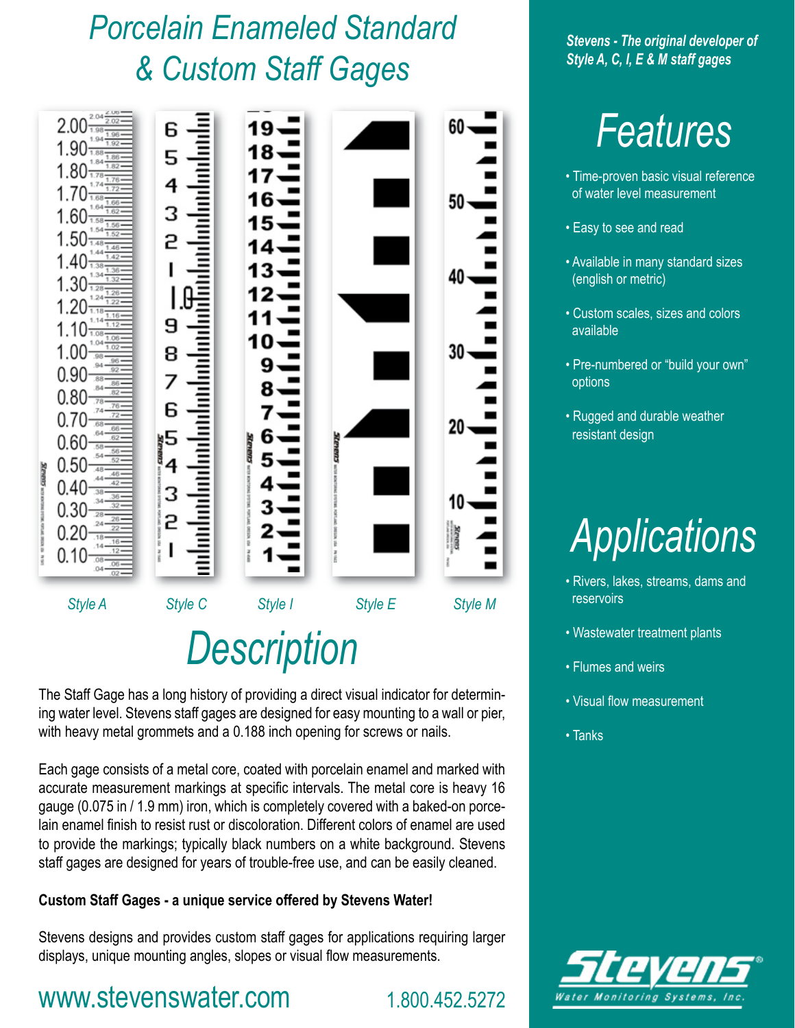# Porcelain Enameled Standard & Custom Staff Gages

Style A    Style C    Style I    Style E    Style M

## Description

The Staff Gage has a long history of providing a direct visual indicator for determining water level. Stevens staff gages are designed for easy mounting to a wall or pier, with heavy metal grommets and a 0.188 inch opening for screws or nails.

Each gage consists of a metal core, coated with porcelain enamel and marked with accurate measurement markings at specific intervals. The metal core is heavy 16 gauge (0.075 in / 1.9 mm) iron, which is completely covered with a baked-on porcelain enamel finish to resist rust or discoloration. Different colors of enamel are used to provide the markings; typically black numbers on a white background. Stevens staff gages are designed for years of trouble-free use, and can be easily cleaned.

**Custom Staff Gages - a unique service offered by Stevens Water!**

Stevens designs and provides custom staff gages for applications requiring larger displays, unique mounting angles, slopes or visual flow measurements.

www.stevenswater.com    1.800.452.5272

***Stevens - The original developer of Style A, C, I, E & M staff gages***

## Features

- Time-proven basic visual reference of water level measurement
- Easy to see and read
- Available in many standard sizes (english or metric)
- Custom scales, sizes and colors available
- Pre-numbered or "build your own" options
- Rugged and durable weather resistant design

## Applications

- Rivers, lakes, streams, dams and reservoirs
- Wastewater treatment plants
- Flumes and weirs
- Visual flow measurement
- Tanks

Stevens® Water Monitoring Systems, Inc.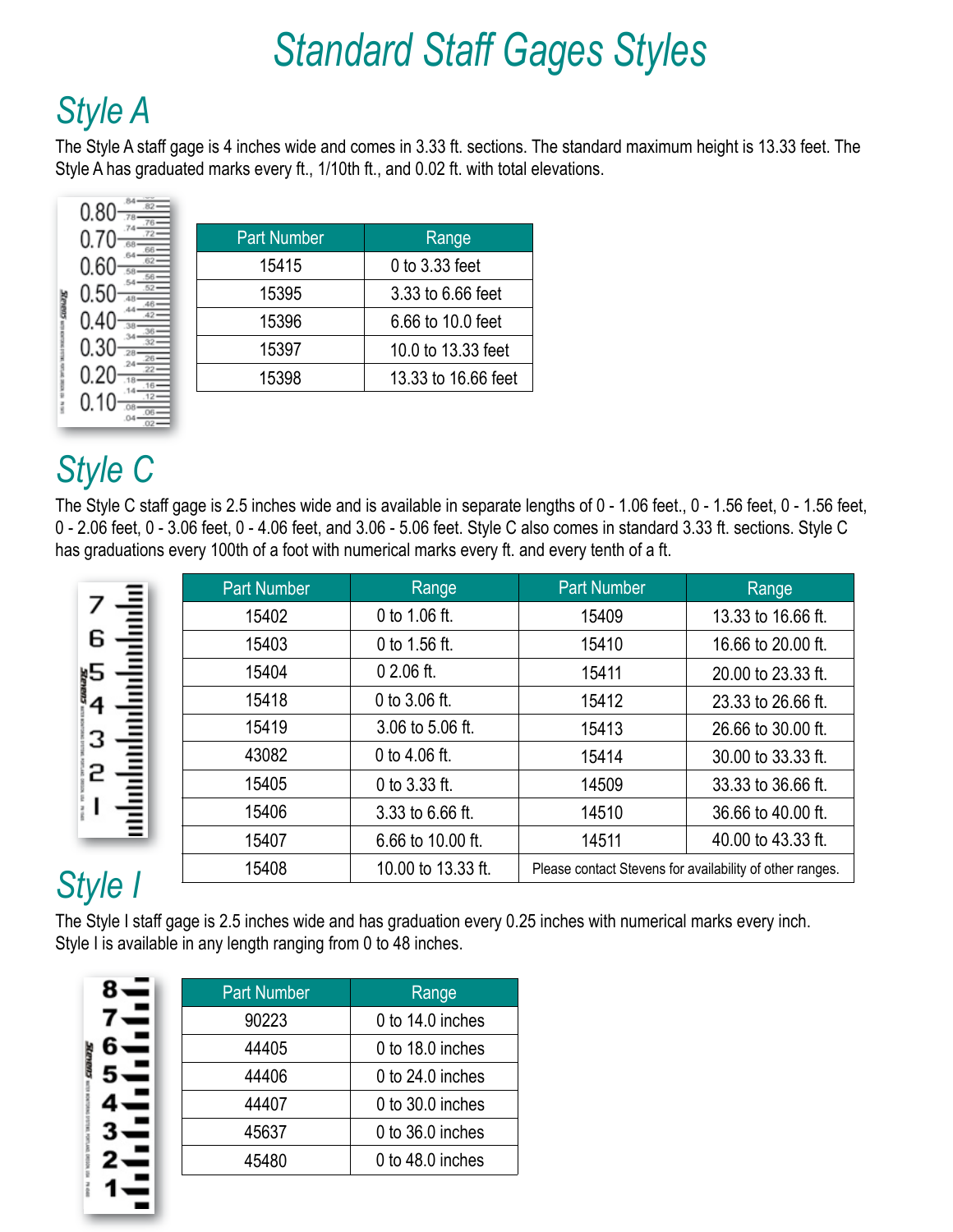# Standard Staff Gages Styles

## Style A

The Style A staff gage is 4 inches wide and comes in 3.33 ft. sections. The standard maximum height is 13.33 feet. The Style A has graduated marks every ft., 1/10th ft., and 0.02 ft. with total elevations.

| Part Number | Range |
|---|---|
| 15415 | 0 to 3.33 feet |
| 15395 | 3.33 to 6.66 feet |
| 15396 | 6.66 to 10.0 feet |
| 15397 | 10.0 to 13.33 feet |
| 15398 | 13.33 to 16.66 feet |

## Style C

The Style C staff gage is 2.5 inches wide and is available in separate lengths of 0 - 1.06 feet., 0 - 1.56 feet, 0 - 1.56 feet, 0 - 2.06 feet, 0 - 3.06 feet, 0 - 4.06 feet, and 3.06 - 5.06 feet. Style C also comes in standard 3.33 ft. sections. Style C has graduations every 100th of a foot with numerical marks every ft. and every tenth of a ft.

| Part Number | Range | Part Number | Range |
|---|---|---|---|
| 15402 | 0 to 1.06 ft. | 15409 | 13.33 to 16.66 ft. |
| 15403 | 0 to 1.56 ft. | 15410 | 16.66 to 20.00 ft. |
| 15404 | 0 2.06 ft. | 15411 | 20.00 to 23.33 ft. |
| 15418 | 0 to 3.06 ft. | 15412 | 23.33 to 26.66 ft. |
| 15419 | 3.06 to 5.06 ft. | 15413 | 26.66 to 30.00 ft. |
| 43082 | 0 to 4.06 ft. | 15414 | 30.00 to 33.33 ft. |
| 15405 | 0 to 3.33 ft. | 14509 | 33.33 to 36.66 ft. |
| 15406 | 3.33 to 6.66 ft. | 14510 | 36.66 to 40.00 ft. |
| 15407 | 6.66 to 10.00 ft. | 14511 | 40.00 to 43.33 ft. |
| 15408 | 10.00 to 13.33 ft. | Please contact Stevens for availability of other ranges. | |

## Style I

The Style I staff gage is 2.5 inches wide and has graduation every 0.25 inches with numerical marks every inch. Style I is available in any length ranging from 0 to 48 inches.

| Part Number | Range |
|---|---|
| 90223 | 0 to 14.0 inches |
| 44405 | 0 to 18.0 inches |
| 44406 | 0 to 24.0 inches |
| 44407 | 0 to 30.0 inches |
| 45637 | 0 to 36.0 inches |
| 45480 | 0 to 48.0 inches |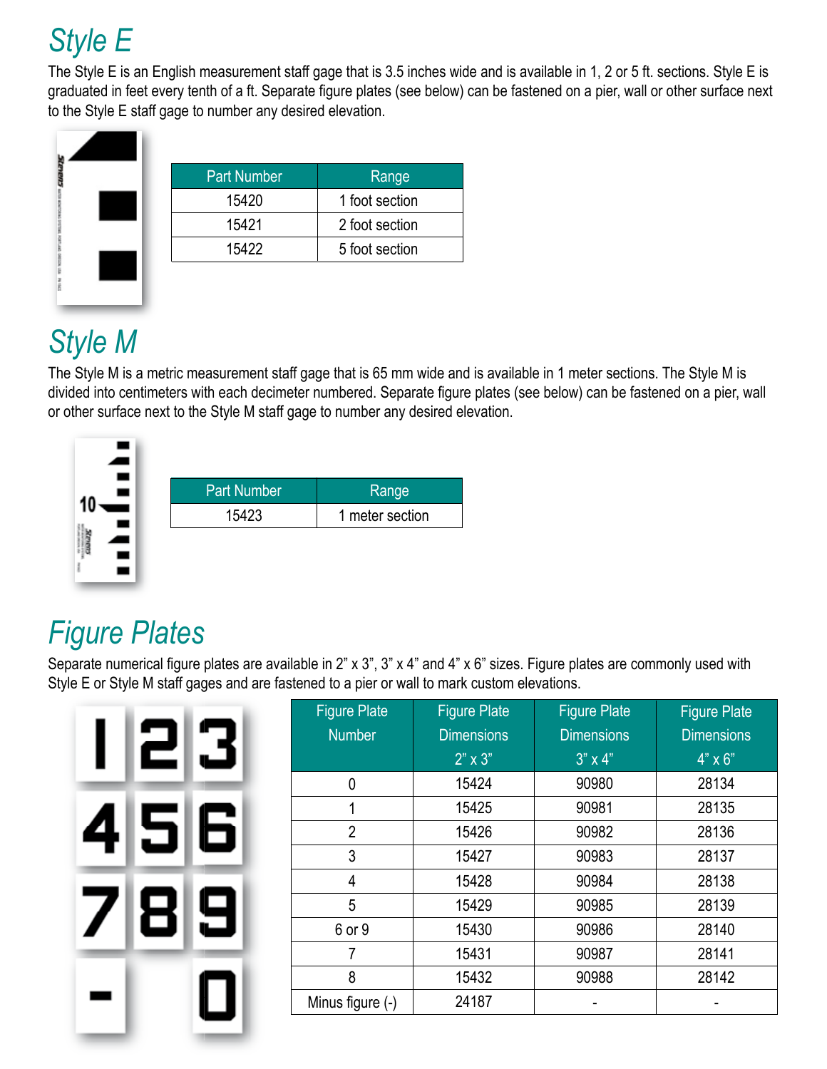## Style E

The Style E is an English measurement staff gage that is 3.5 inches wide and is available in 1, 2 or 5 ft. sections. Style E is graduated in feet every tenth of a ft. Separate figure plates (see below) can be fastened on a pier, wall or other surface next to the Style E staff gage to number any desired elevation.

| Part Number | Range |
| --- | --- |
| 15420 | 1 foot section |
| 15421 | 2 foot section |
| 15422 | 5 foot section |

## Style M

The Style M is a metric measurement staff gage that is 65 mm wide and is available in 1 meter sections. The Style M is divided into centimeters with each decimeter numbered. Separate figure plates (see below) can be fastened on a pier, wall or other surface next to the Style M staff gage to number any desired elevation.

| Part Number | Range |
| --- | --- |
| 15423 | 1 meter section |

## Figure Plates

Separate numerical figure plates are available in 2" x 3", 3" x 4" and 4" x 6" sizes. Figure plates are commonly used with Style E or Style M staff gages and are fastened to a pier or wall to mark custom elevations.

| Figure Plate Number | Figure Plate Dimensions 2" x 3" | Figure Plate Dimensions 3" x 4" | Figure Plate Dimensions 4" x 6" |
| --- | --- | --- | --- |
| 0 | 15424 | 90980 | 28134 |
| 1 | 15425 | 90981 | 28135 |
| 2 | 15426 | 90982 | 28136 |
| 3 | 15427 | 90983 | 28137 |
| 4 | 15428 | 90984 | 28138 |
| 5 | 15429 | 90985 | 28139 |
| 6 or 9 | 15430 | 90986 | 28140 |
| 7 | 15431 | 90987 | 28141 |
| 8 | 15432 | 90988 | 28142 |
| Minus figure (-) | 24187 | - | - |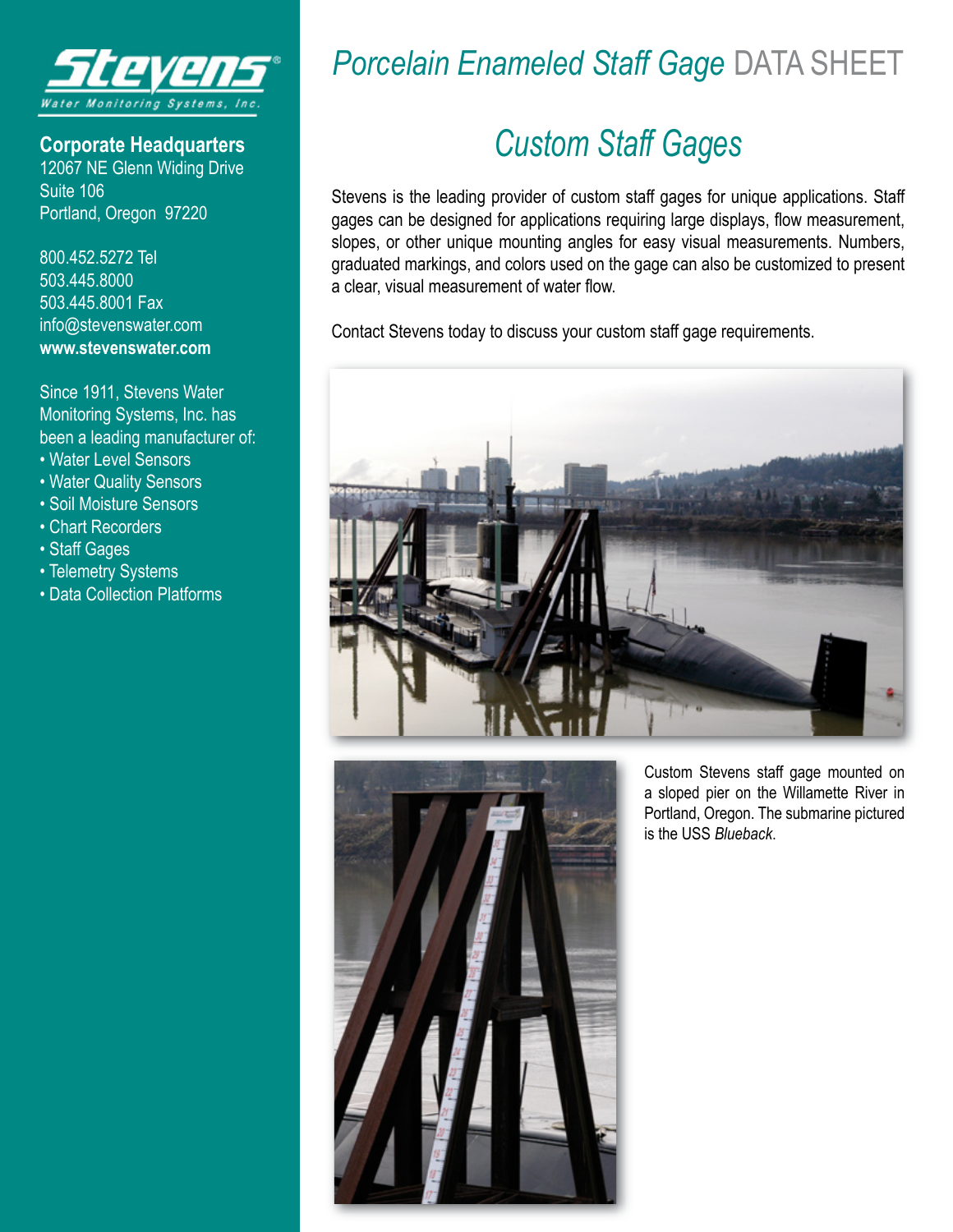# *Porcelain Enameled Staff Gage* DATA SHEET

Stevens Water Monitoring Systems, Inc.

**Corporate Headquarters**
12067 NE Glenn Widing Drive
Suite 106
Portland, Oregon 97220

800.452.5272 Tel
503.445.8000
503.445.8001 Fax
info@stevenswater.com
**www.stevenswater.com**

Since 1911, Stevens Water Monitoring Systems, Inc. has been a leading manufacturer of:

- Water Level Sensors
- Water Quality Sensors
- Soil Moisture Sensors
- Chart Recorders
- Staff Gages
- Telemetry Systems
- Data Collection Platforms

## *Custom Staff Gages*

Stevens is the leading provider of custom staff gages for unique applications. Staff gages can be designed for applications requiring large displays, flow measurement, slopes, or other unique mounting angles for easy visual measurements. Numbers, graduated markings, and colors used on the gage can also be customized to present a clear, visual measurement of water flow.

Contact Stevens today to discuss your custom staff gage requirements.

Custom Stevens staff gage mounted on a sloped pier on the Willamette River in Portland, Oregon. The submarine pictured is the USS *Blueback*.